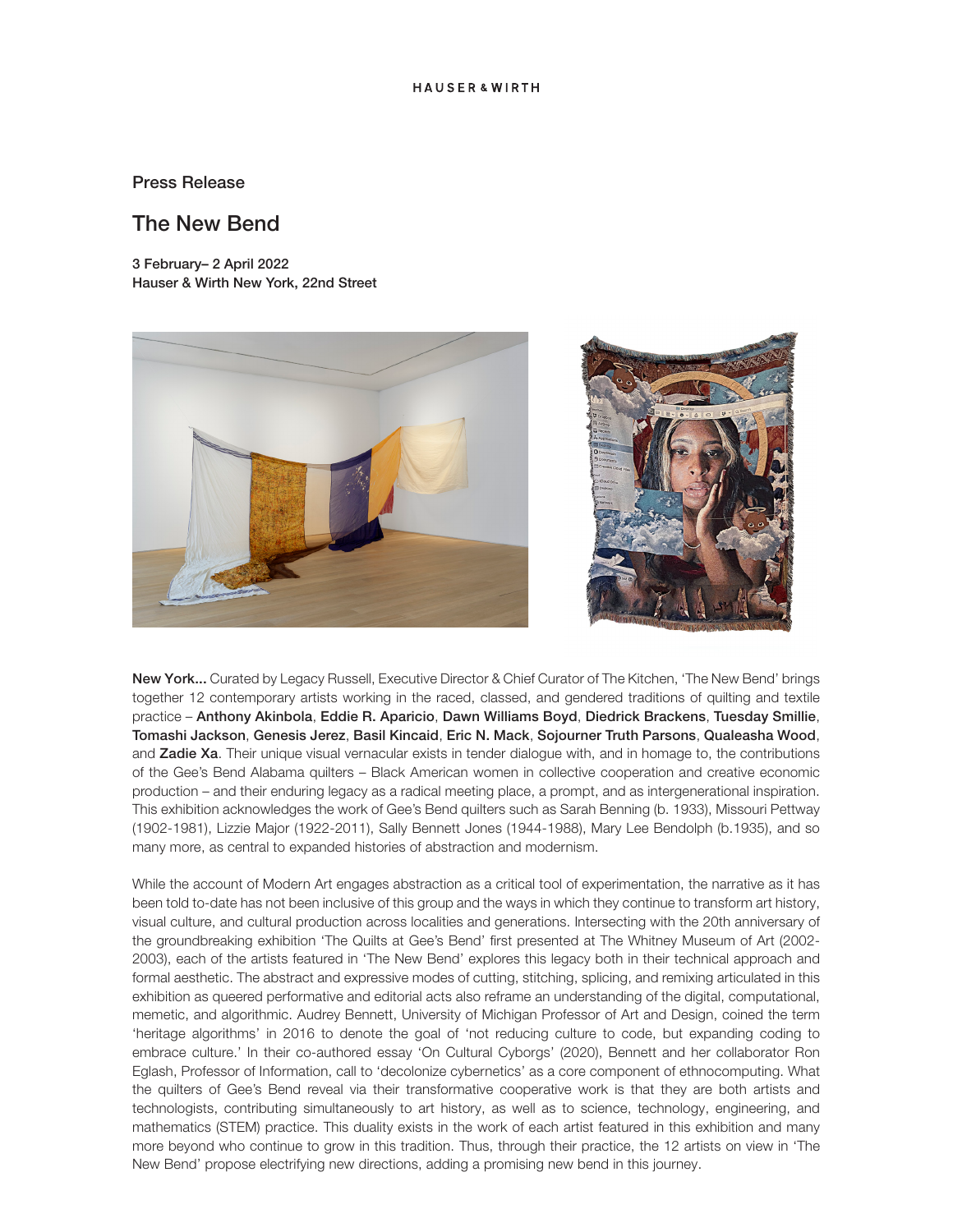HAUSER & WIRTH

Press Release

# The New Bend

**3 February– 2 April 2022**
**Hauser & Wirth New York, 22nd Street**

**New York...** Curated by Legacy Russell, Executive Director & Chief Curator of The Kitchen, 'The New Bend' brings together 12 contemporary artists working in the raced, classed, and gendered traditions of quilting and textile practice – **Anthony Akinbola**, **Eddie R. Aparicio**, **Dawn Williams Boyd**, **Diedrick Brackens**, **Tuesday Smillie**, **Tomashi Jackson**, **Genesis Jerez**, **Basil Kincaid**, **Eric N. Mack**, **Sojourner Truth Parsons**, **Qualeasha Wood**, and **Zadie Xa**. Their unique visual vernacular exists in tender dialogue with, and in homage to, the contributions of the Gee's Bend Alabama quilters – Black American women in collective cooperation and creative economic production – and their enduring legacy as a radical meeting place, a prompt, and as intergenerational inspiration. This exhibition acknowledges the work of Gee's Bend quilters such as Sarah Benning (b. 1933), Missouri Pettway (1902-1981), Lizzie Major (1922-2011), Sally Bennett Jones (1944-1988), Mary Lee Bendolph (b.1935), and so many more, as central to expanded histories of abstraction and modernism.

While the account of Modern Art engages abstraction as a critical tool of experimentation, the narrative as it has been told to-date has not been inclusive of this group and the ways in which they continue to transform art history, visual culture, and cultural production across localities and generations. Intersecting with the 20th anniversary of the groundbreaking exhibition 'The Quilts at Gee's Bend' first presented at The Whitney Museum of Art (2002-2003), each of the artists featured in 'The New Bend' explores this legacy both in their technical approach and formal aesthetic. The abstract and expressive modes of cutting, stitching, splicing, and remixing articulated in this exhibition as queered performative and editorial acts also reframe an understanding of the digital, computational, memetic, and algorithmic. Audrey Bennett, University of Michigan Professor of Art and Design, coined the term 'heritage algorithms' in 2016 to denote the goal of 'not reducing culture to code, but expanding coding to embrace culture.' In their co-authored essay 'On Cultural Cyborgs' (2020), Bennett and her collaborator Ron Eglash, Professor of Information, call to 'decolonize cybernetics' as a core component of ethnocomputing. What the quilters of Gee's Bend reveal via their transformative cooperative work is that they are both artists and technologists, contributing simultaneously to art history, as well as to science, technology, engineering, and mathematics (STEM) practice. This duality exists in the work of each artist featured in this exhibition and many more beyond who continue to grow in this tradition. Thus, through their practice, the 12 artists on view in 'The New Bend' propose electrifying new directions, adding a promising new bend in this journey.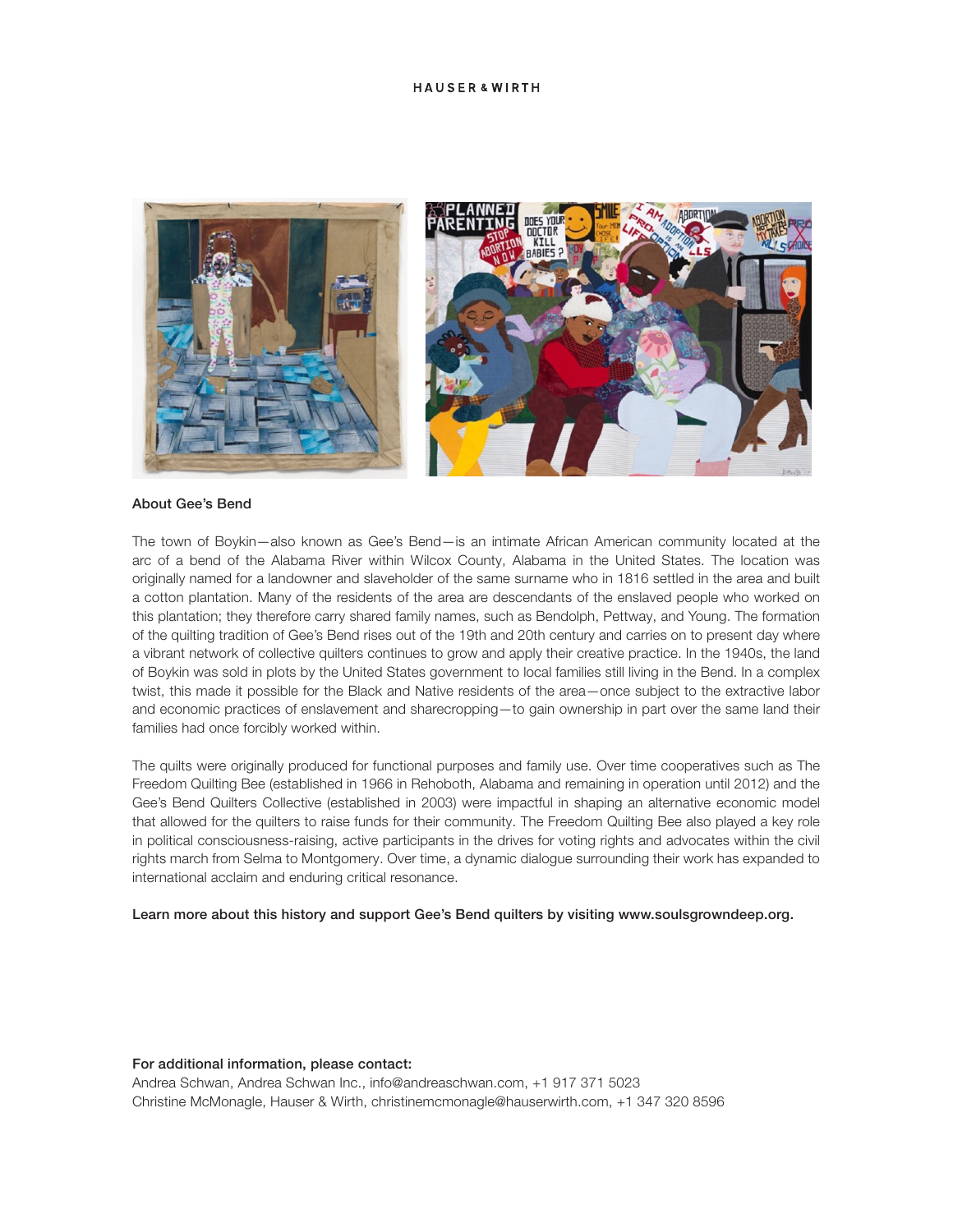**About Gee's Bend**

The town of Boykin—also known as Gee's Bend—is an intimate African American community located at the arc of a bend of the Alabama River within Wilcox County, Alabama in the United States. The location was originally named for a landowner and slaveholder of the same surname who in 1816 settled in the area and built a cotton plantation. Many of the residents of the area are descendants of the enslaved people who worked on this plantation; they therefore carry shared family names, such as Bendolph, Pettway, and Young. The formation of the quilting tradition of Gee's Bend rises out of the 19th and 20th century and carries on to present day where a vibrant network of collective quilters continues to grow and apply their creative practice. In the 1940s, the land of Boykin was sold in plots by the United States government to local families still living in the Bend. In a complex twist, this made it possible for the Black and Native residents of the area—once subject to the extractive labor and economic practices of enslavement and sharecropping—to gain ownership in part over the same land their families had once forcibly worked within.

The quilts were originally produced for functional purposes and family use. Over time cooperatives such as The Freedom Quilting Bee (established in 1966 in Rehoboth, Alabama and remaining in operation until 2012) and the Gee's Bend Quilters Collective (established in 2003) were impactful in shaping an alternative economic model that allowed for the quilters to raise funds for their community. The Freedom Quilting Bee also played a key role in political consciousness-raising, active participants in the drives for voting rights and advocates within the civil rights march from Selma to Montgomery. Over time, a dynamic dialogue surrounding their work has expanded to international acclaim and enduring critical resonance.

**Learn more about this history and support Gee's Bend quilters by visiting www.soulsgrowndeep.org.**

**For additional information, please contact:**
Andrea Schwan, Andrea Schwan Inc., info@andreaschwan.com, +1 917 371 5023
Christine McMonagle, Hauser & Wirth, christinemcmonagle@hauserwirth.com, +1 347 320 8596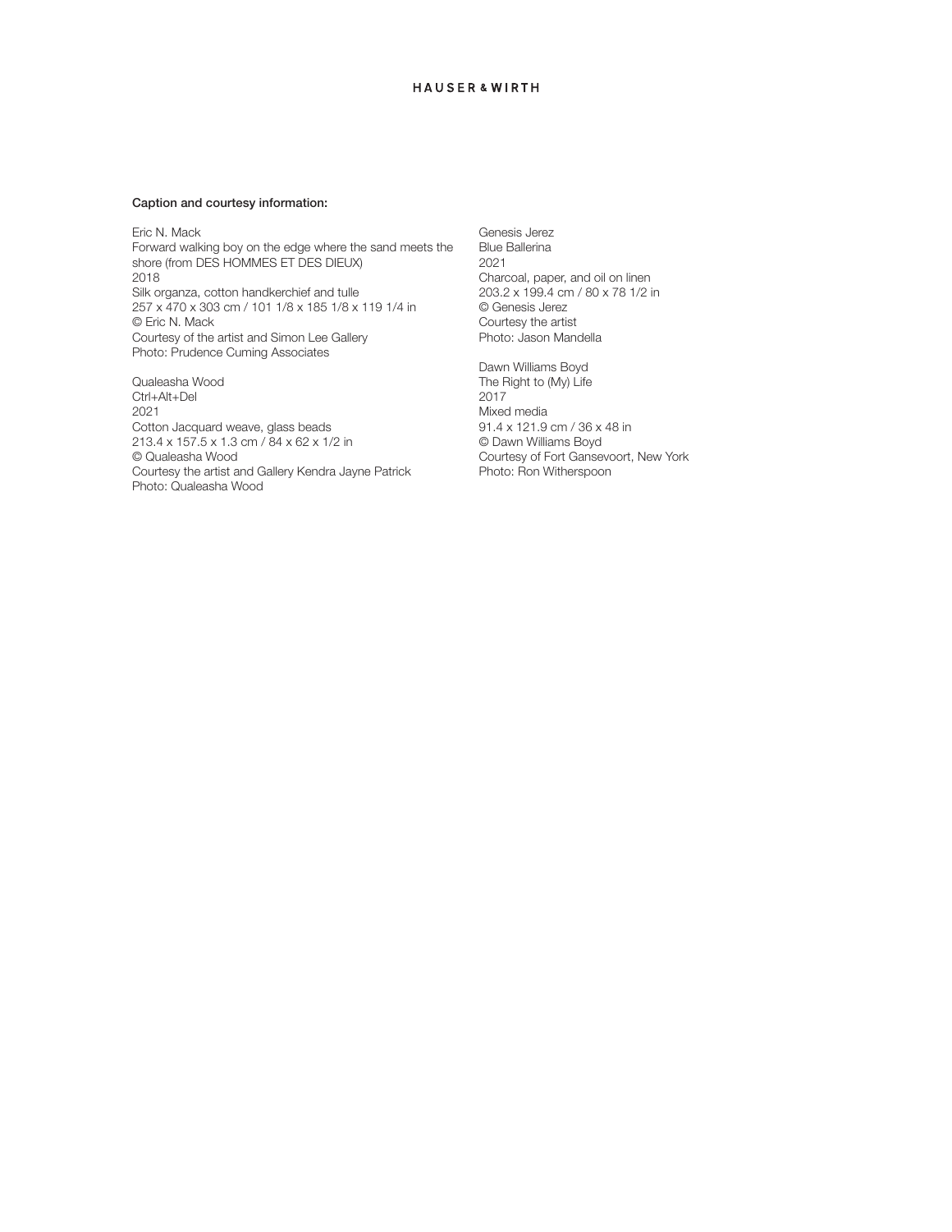**Caption and courtesy information:**

Eric N. Mack
Forward walking boy on the edge where the sand meets the shore (from DES HOMMES ET DES DIEUX)
2018
Silk organza, cotton handkerchief and tulle
257 x 470 x 303 cm / 101 1/8 x 185 1/8 x 119 1/4 in
© Eric N. Mack
Courtesy of the artist and Simon Lee Gallery
Photo: Prudence Cuming Associates

Qualeasha Wood
Ctrl+Alt+Del
2021
Cotton Jacquard weave, glass beads
213.4 x 157.5 x 1.3 cm / 84 x 62 x 1/2 in
© Qualeasha Wood
Courtesy the artist and Gallery Kendra Jayne Patrick
Photo: Qualeasha Wood

Genesis Jerez
Blue Ballerina
2021
Charcoal, paper, and oil on linen
203.2 x 199.4 cm / 80 x 78 1/2 in
© Genesis Jerez
Courtesy the artist
Photo: Jason Mandella

Dawn Williams Boyd
The Right to (My) Life
2017
Mixed media
91.4 x 121.9 cm / 36 x 48 in
© Dawn Williams Boyd
Courtesy of Fort Gansevoort, New York
Photo: Ron Witherspoon